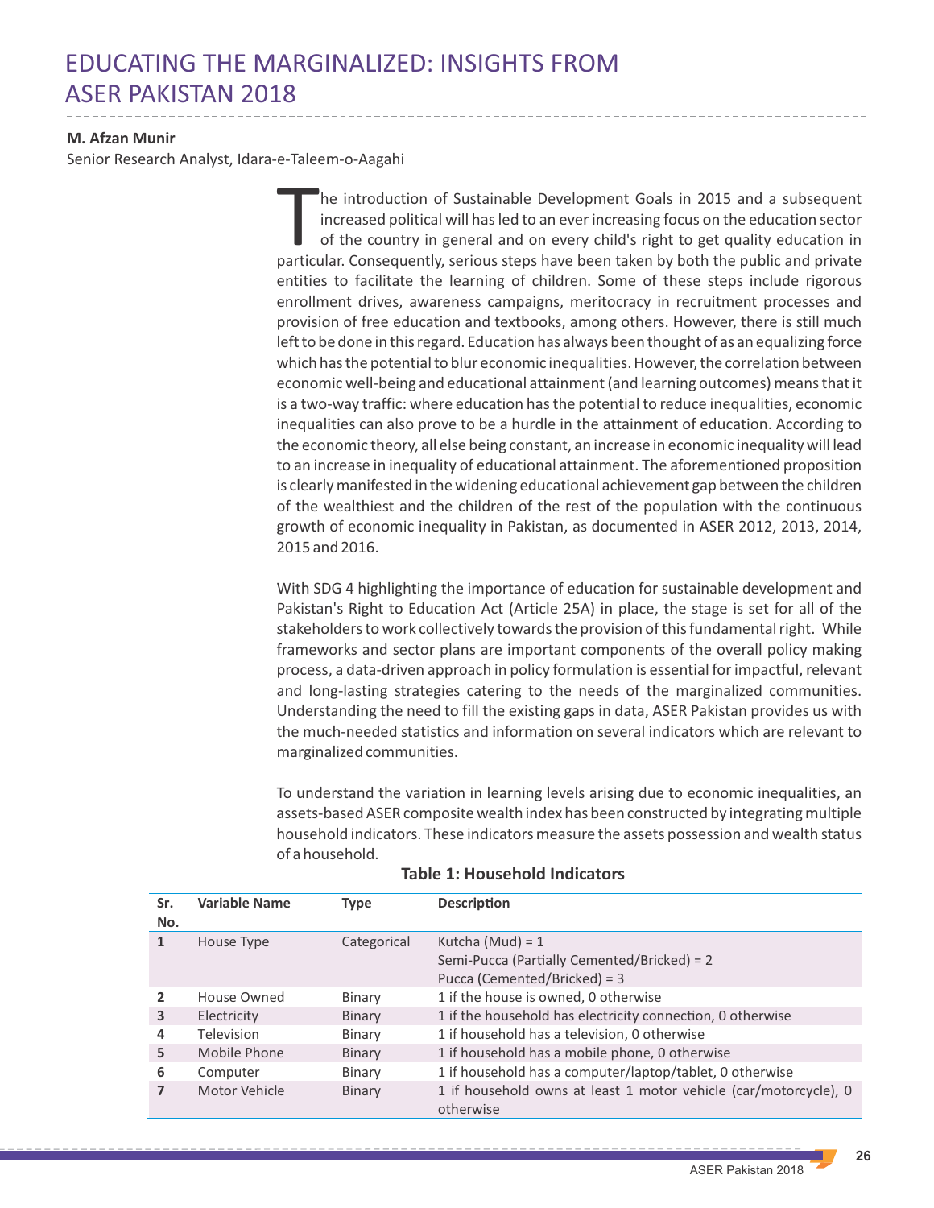# EDUCATING THE MARGINALIZED: INSIGHTS FROM ASER PAKISTAN 2018

**M. Afzan Munir**

Senior Research Analyst, Idara-e-Taleem-o-Aagahi

The introduction of Sustainable Development Goals in 2015 and a subsequent increased political will has led to an ever increasing focus on the education sector of the country in general and on every child's right to get quality education in particular. Consequently, serious steps have been taken by both the public and private entities to facilitate the learning of children. Some of these steps include rigorous enrollment drives, awareness campaigns, meritocracy in recruitment processes and provision of free education and textbooks, among others. However, there is still much left to be done in this regard. Education has always been thought of as an equalizing force which has the potential to blur economic inequalities. However, the correlation between economic well-being and educational attainment (and learning outcomes) means that it is a two-way traffic: where education has the potential to reduce inequalities, economic inequalities can also prove to be a hurdle in the attainment of education. According to the economic theory, all else being constant, an increase in economic inequality will lead to an increase in inequality of educational attainment. The aforementioned proposition is clearly manifested in the widening educational achievement gap between the children of the wealthiest and the children of the rest of the population with the continuous growth of economic inequality in Pakistan, as documented in ASER 2012, 2013, 2014, 2015 and 2016.

With SDG 4 highlighting the importance of education for sustainable development and Pakistan's Right to Education Act (Article 25A) in place, the stage is set for all of the stakeholders to work collectively towards the provision of this fundamental right. While frameworks and sector plans are important components of the overall policy making process, a data-driven approach in policy formulation is essential for impactful, relevant and long-lasting strategies catering to the needs of the marginalized communities. Understanding the need to fill the existing gaps in data, ASER Pakistan provides us with the much-needed statistics and information on several indicators which are relevant to marginalized communities.

To understand the variation in learning levels arising due to economic inequalities, an assets-based ASER composite wealth index has been constructed by integrating multiple household indicators. These indicators measure the assets possession and wealth status of a household.

**Table 1: Household Indicators**

| Sr. No. | Variable Name | Type | Description |
|---|---|---|---|
| 1 | House Type | Categorical | Kutcha (Mud) = 1<br>Semi-Pucca (Partially Cemented/Bricked) = 2<br>Pucca (Cemented/Bricked) = 3 |
| 2 | House Owned | Binary | 1 if the house is owned, 0 otherwise |
| 3 | Electricity | Binary | 1 if the household has electricity connection, 0 otherwise |
| 4 | Television | Binary | 1 if household has a television, 0 otherwise |
| 5 | Mobile Phone | Binary | 1 if household has a mobile phone, 0 otherwise |
| 6 | Computer | Binary | 1 if household has a computer/laptop/tablet, 0 otherwise |
| 7 | Motor Vehicle | Binary | 1 if household owns at least 1 motor vehicle (car/motorcycle), 0 otherwise |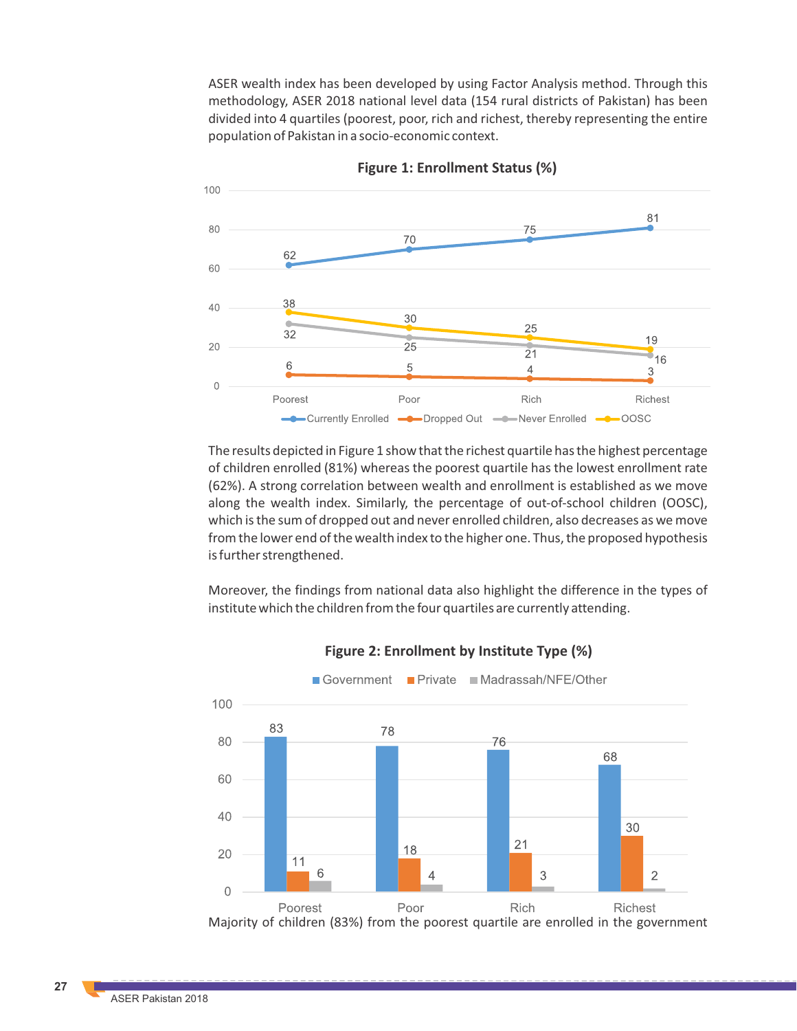ASER wealth index has been developed by using Factor Analysis method. Through this methodology, ASER 2018 national level data (154 rural districts of Pakistan) has been divided into 4 quartiles (poorest, poor, rich and richest, thereby representing the entire population of Pakistan in a socio-economic context.

**Figure 1: Enrollment Status (%)**

| | Poorest | Poor | Rich | Richest |
|---|---|---|---|---|
| Currently Enrolled | 62 | 70 | 75 | 81 |
| Dropped Out | 6 | 5 | 4 | 3 |
| Never Enrolled | 32 | 25 | 21 | 16 |
| OOSC | 38 | 30 | 25 | 19 |

The results depicted in Figure 1 show that the richest quartile has the highest percentage of children enrolled (81%) whereas the poorest quartile has the lowest enrollment rate (62%). A strong correlation between wealth and enrollment is established as we move along the wealth index. Similarly, the percentage of out-of-school children (OOSC), which is the sum of dropped out and never enrolled children, also decreases as we move from the lower end of the wealth index to the higher one. Thus, the proposed hypothesis is further strengthened.

Moreover, the findings from national data also highlight the difference in the types of institute which the children from the four quartiles are currently attending.

**Figure 2: Enrollment by Institute Type (%)**

| | Poorest | Poor | Rich | Richest |
|---|---|---|---|---|
| Government | 83 | 78 | 76 | 68 |
| Private | 11 | 18 | 21 | 30 |
| Madrassah/NFE/Other | 6 | 4 | 3 | 2 |

Majority of children (83%) from the poorest quartile are enrolled in the government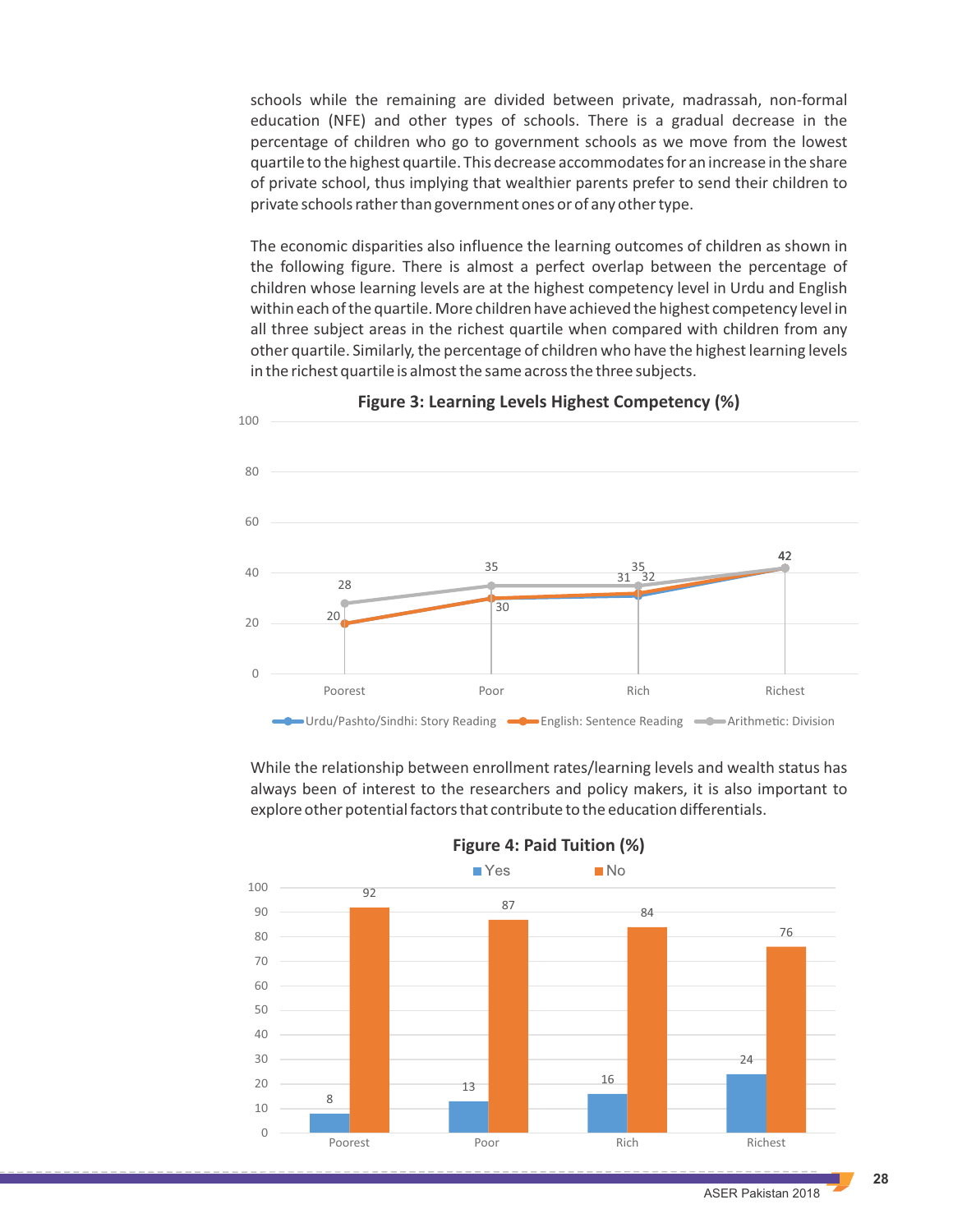schools while the remaining are divided between private, madrassah, non-formal education (NFE) and other types of schools. There is a gradual decrease in the percentage of children who go to government schools as we move from the lowest quartile to the highest quartile. This decrease accommodates for an increase in the share of private school, thus implying that wealthier parents prefer to send their children to private schools rather than government ones or of any other type.

The economic disparities also influence the learning outcomes of children as shown in the following figure. There is almost a perfect overlap between the percentage of children whose learning levels are at the highest competency level in Urdu and English within each of the quartile. More children have achieved the highest competency level in all three subject areas in the richest quartile when compared with children from any other quartile. Similarly, the percentage of children who have the highest learning levels in the richest quartile is almost the same across the three subjects.

**Figure 3: Learning Levels Highest Competency (%)**

| | Poorest | Poor | Rich | Richest |
|---|---|---|---|---|
| Urdu/Pashto/Sindhi: Story Reading | 20 | 30 | 31 | 42 |
| English: Sentence Reading | 20 | 30 | 32 | 42 |
| Arithmetic: Division | 28 | 35 | 35 | 42 |

While the relationship between enrollment rates/learning levels and wealth status has always been of interest to the researchers and policy makers, it is also important to explore other potential factors that contribute to the education differentials.

**Figure 4: Paid Tuition (%)**

| | Poorest | Poor | Rich | Richest |
|---|---|---|---|---|
| Yes | 8 | 13 | 16 | 24 |
| No | 92 | 87 | 84 | 76 |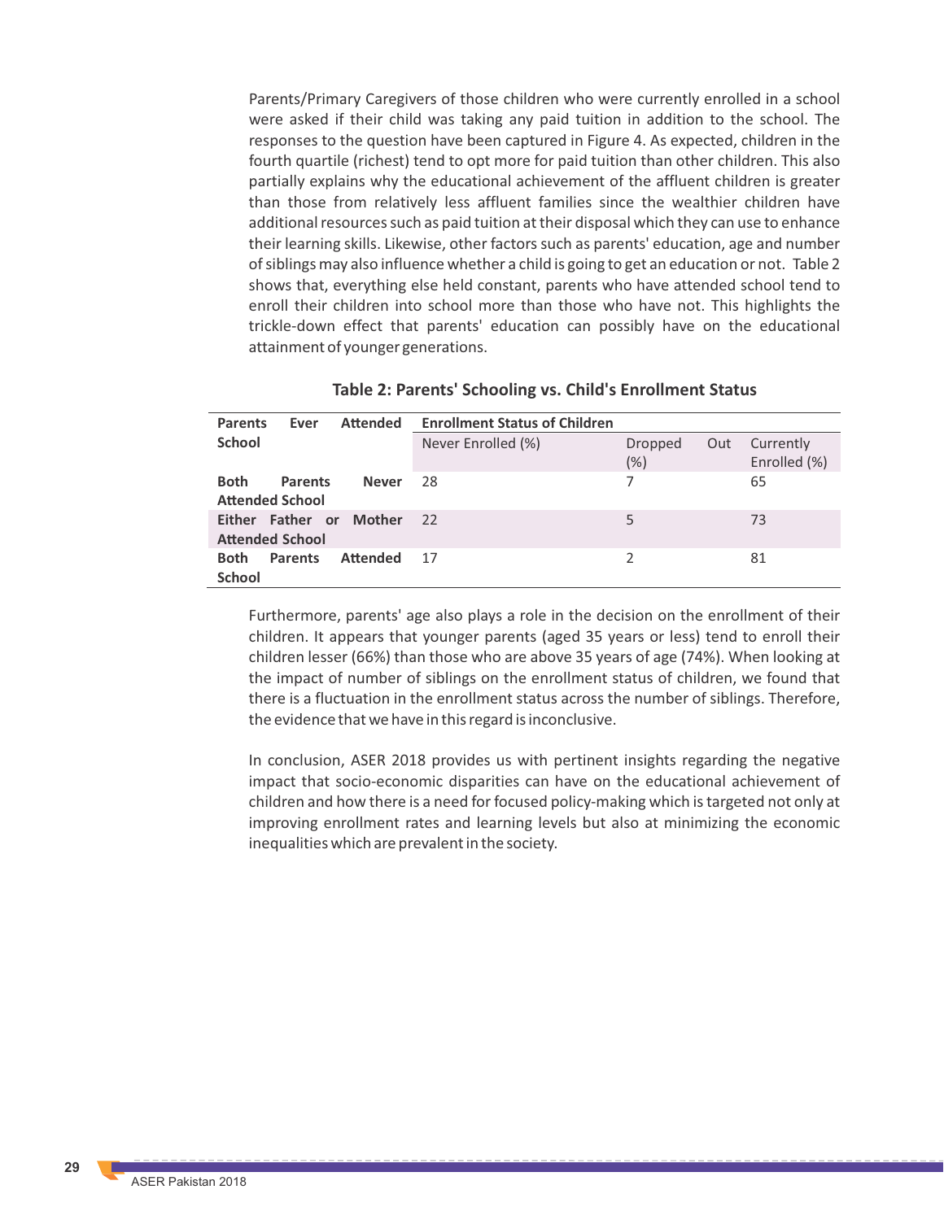Parents/Primary Caregivers of those children who were currently enrolled in a school were asked if their child was taking any paid tuition in addition to the school. The responses to the question have been captured in Figure 4. As expected, children in the fourth quartile (richest) tend to opt more for paid tuition than other children. This also partially explains why the educational achievement of the affluent children is greater than those from relatively less affluent families since the wealthier children have additional resources such as paid tuition at their disposal which they can use to enhance their learning skills. Likewise, other factors such as parents' education, age and number of siblings may also influence whether a child is going to get an education or not. Table 2 shows that, everything else held constant, parents who have attended school tend to enroll their children into school more than those who have not. This highlights the trickle-down effect that parents' education can possibly have on the educational attainment of younger generations.

**Table 2: Parents' Schooling vs. Child's Enrollment Status**

| Parents Ever Attended School | Enrollment Status of Children | | |
|---|---|---|---|
| | Never Enrolled (%) | Dropped Out (%) | Currently Enrolled (%) |
| **Both Parents Never Attended School** | 28 | 7 | 65 |
| **Either Father or Mother Attended School** | 22 | 5 | 73 |
| **Both Parents Attended School** | 17 | 2 | 81 |

Furthermore, parents' age also plays a role in the decision on the enrollment of their children. It appears that younger parents (aged 35 years or less) tend to enroll their children lesser (66%) than those who are above 35 years of age (74%). When looking at the impact of number of siblings on the enrollment status of children, we found that there is a fluctuation in the enrollment status across the number of siblings. Therefore, the evidence that we have in this regard is inconclusive.

In conclusion, ASER 2018 provides us with pertinent insights regarding the negative impact that socio-economic disparities can have on the educational achievement of children and how there is a need for focused policy-making which is targeted not only at improving enrollment rates and learning levels but also at minimizing the economic inequalities which are prevalent in the society.